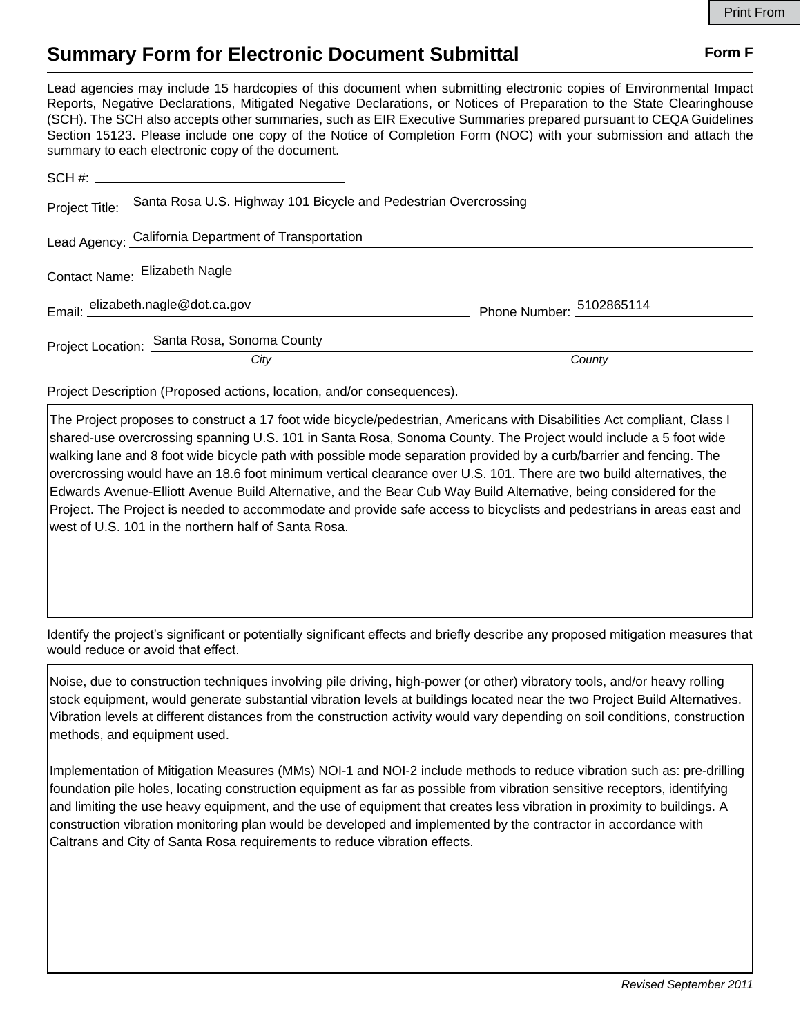# Summary Form for Electronic Document Submittal

**Form F**

Lead agencies may include 15 hardcopies of this document when submitting electronic copies of Environmental Impact Reports, Negative Declarations, Mitigated Negative Declarations, or Notices of Preparation to the State Clearinghouse (SCH). The SCH also accepts other summaries, such as EIR Executive Summaries prepared pursuant to CEQA Guidelines Section 15123. Please include one copy of the Notice of Completion Form (NOC) with your submission and attach the summary to each electronic copy of the document.

SCH #: 

Project Title: Santa Rosa U.S. Highway 101 Bicycle and Pedestrian Overcrossing

Lead Agency: California Department of Transportation

Contact Name: Elizabeth Nagle

Email: elizabeth.nagle@dot.ca.gov

Phone Number: 5102865114

Project Location: Santa Rosa, Sonoma County

*City* *County*

Project Description (Proposed actions, location, and/or consequences).

The Project proposes to construct a 17 foot wide bicycle/pedestrian, Americans with Disabilities Act compliant, Class I shared-use overcrossing spanning U.S. 101 in Santa Rosa, Sonoma County. The Project would include a 5 foot wide walking lane and 8 foot wide bicycle path with possible mode separation provided by a curb/barrier and fencing. The overcrossing would have an 18.6 foot minimum vertical clearance over U.S. 101. There are two build alternatives, the Edwards Avenue-Elliott Avenue Build Alternative, and the Bear Cub Way Build Alternative, being considered for the Project. The Project is needed to accommodate and provide safe access to bicyclists and pedestrians in areas east and west of U.S. 101 in the northern half of Santa Rosa.

Identify the project's significant or potentially significant effects and briefly describe any proposed mitigation measures that would reduce or avoid that effect.

Noise, due to construction techniques involving pile driving, high-power (or other) vibratory tools, and/or heavy rolling stock equipment, would generate substantial vibration levels at buildings located near the two Project Build Alternatives. Vibration levels at different distances from the construction activity would vary depending on soil conditions, construction methods, and equipment used.

Implementation of Mitigation Measures (MMs) NOI-1 and NOI-2 include methods to reduce vibration such as: pre-drilling foundation pile holes, locating construction equipment as far as possible from vibration sensitive receptors, identifying and limiting the use heavy equipment, and the use of equipment that creates less vibration in proximity to buildings. A construction vibration monitoring plan would be developed and implemented by the contractor in accordance with Caltrans and City of Santa Rosa requirements to reduce vibration effects.

*Revised September 2011*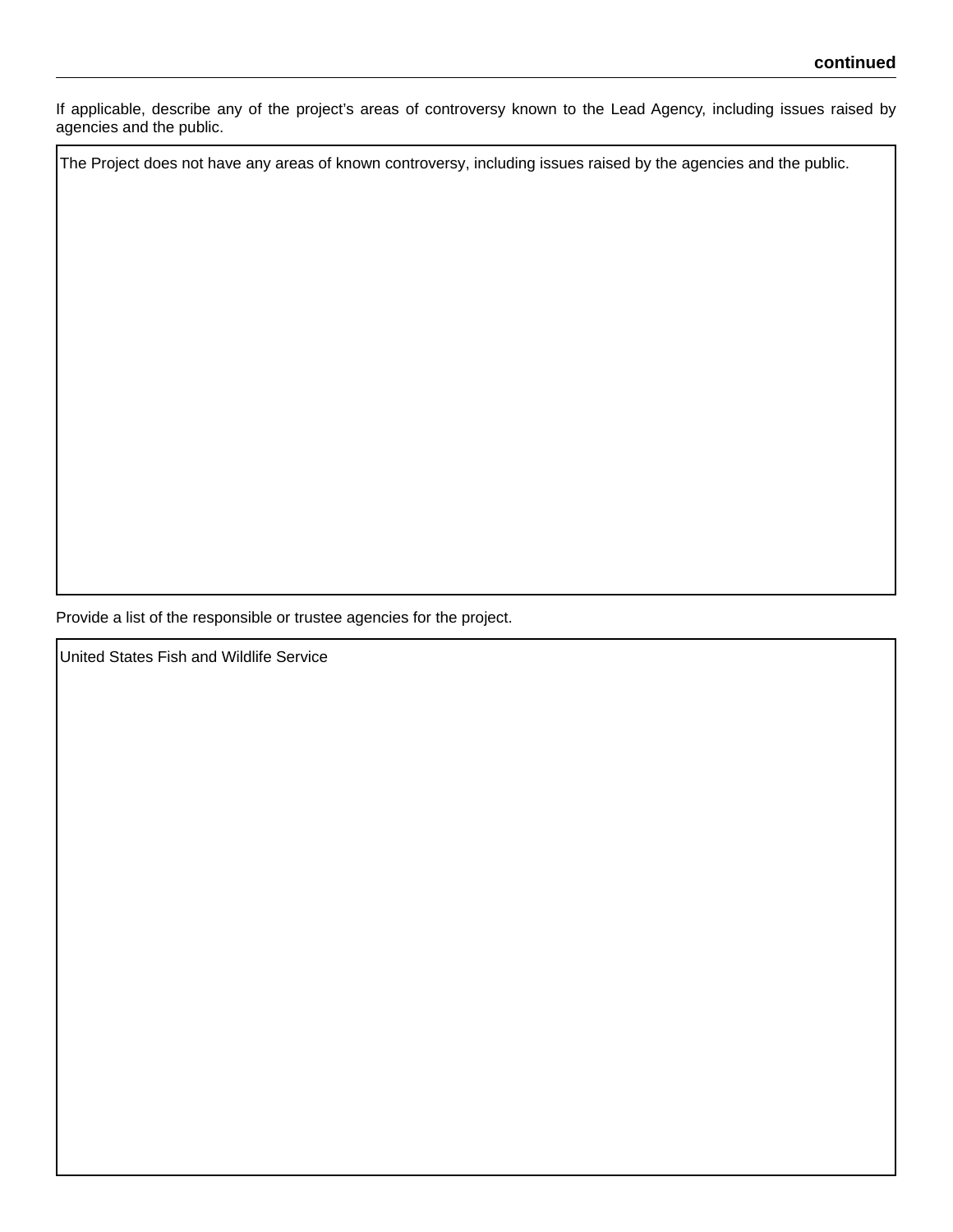**continued**

If applicable, describe any of the project's areas of controversy known to the Lead Agency, including issues raised by agencies and the public.

The Project does not have any areas of known controversy, including issues raised by the agencies and the public.

Provide a list of the responsible or trustee agencies for the project.

United States Fish and Wildlife Service